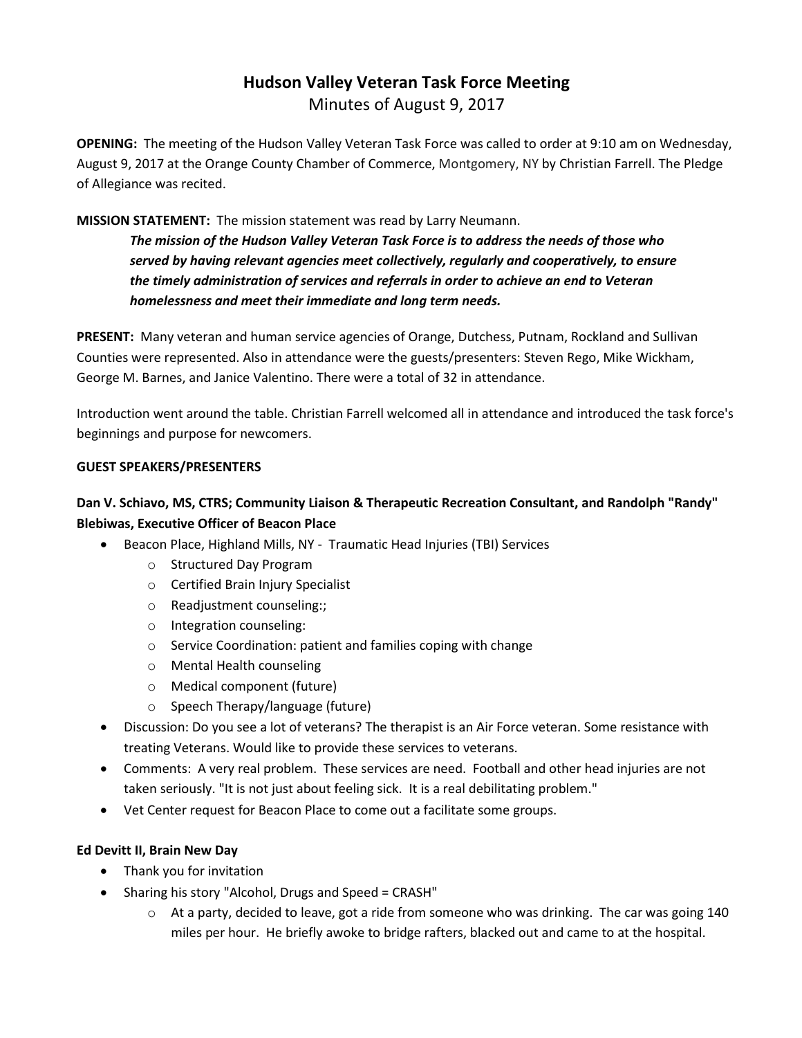# Hudson Valley Veteran Task Force Meeting

Minutes of August 9, 2017

**OPENING:** The meeting of the Hudson Valley Veteran Task Force was called to order at 9:10 am on Wednesday, August 9, 2017 at the Orange County Chamber of Commerce, Montgomery, NY by Christian Farrell. The Pledge of Allegiance was recited.

**MISSION STATEMENT:** The mission statement was read by Larry Neumann.

> ***The mission of the Hudson Valley Veteran Task Force is to address the needs of those who served by having relevant agencies meet collectively, regularly and cooperatively, to ensure the timely administration of services and referrals in order to achieve an end to Veteran homelessness and meet their immediate and long term needs.***

**PRESENT:** Many veteran and human service agencies of Orange, Dutchess, Putnam, Rockland and Sullivan Counties were represented. Also in attendance were the guests/presenters: Steven Rego, Mike Wickham, George M. Barnes, and Janice Valentino. There were a total of 32 in attendance.

Introduction went around the table. Christian Farrell welcomed all in attendance and introduced the task force's beginnings and purpose for newcomers.

**GUEST SPEAKERS/PRESENTERS**

**Dan V. Schiavo, MS, CTRS; Community Liaison & Therapeutic Recreation Consultant, and Randolph "Randy" Blebiwas, Executive Officer of Beacon Place**

- Beacon Place, Highland Mills, NY - Traumatic Head Injuries (TBI) Services
  - Structured Day Program
  - Certified Brain Injury Specialist
  - Readjustment counseling:;
  - Integration counseling:
  - Service Coordination: patient and families coping with change
  - Mental Health counseling
  - Medical component (future)
  - Speech Therapy/language (future)
- Discussion: Do you see a lot of veterans? The therapist is an Air Force veteran. Some resistance with treating Veterans. Would like to provide these services to veterans.
- Comments: A very real problem. These services are need. Football and other head injuries are not taken seriously. "It is not just about feeling sick. It is a real debilitating problem."
- Vet Center request for Beacon Place to come out a facilitate some groups.

**Ed Devitt II, Brain New Day**

- Thank you for invitation
- Sharing his story "Alcohol, Drugs and Speed = CRASH"
  - At a party, decided to leave, got a ride from someone who was drinking. The car was going 140 miles per hour. He briefly awoke to bridge rafters, blacked out and came to at the hospital.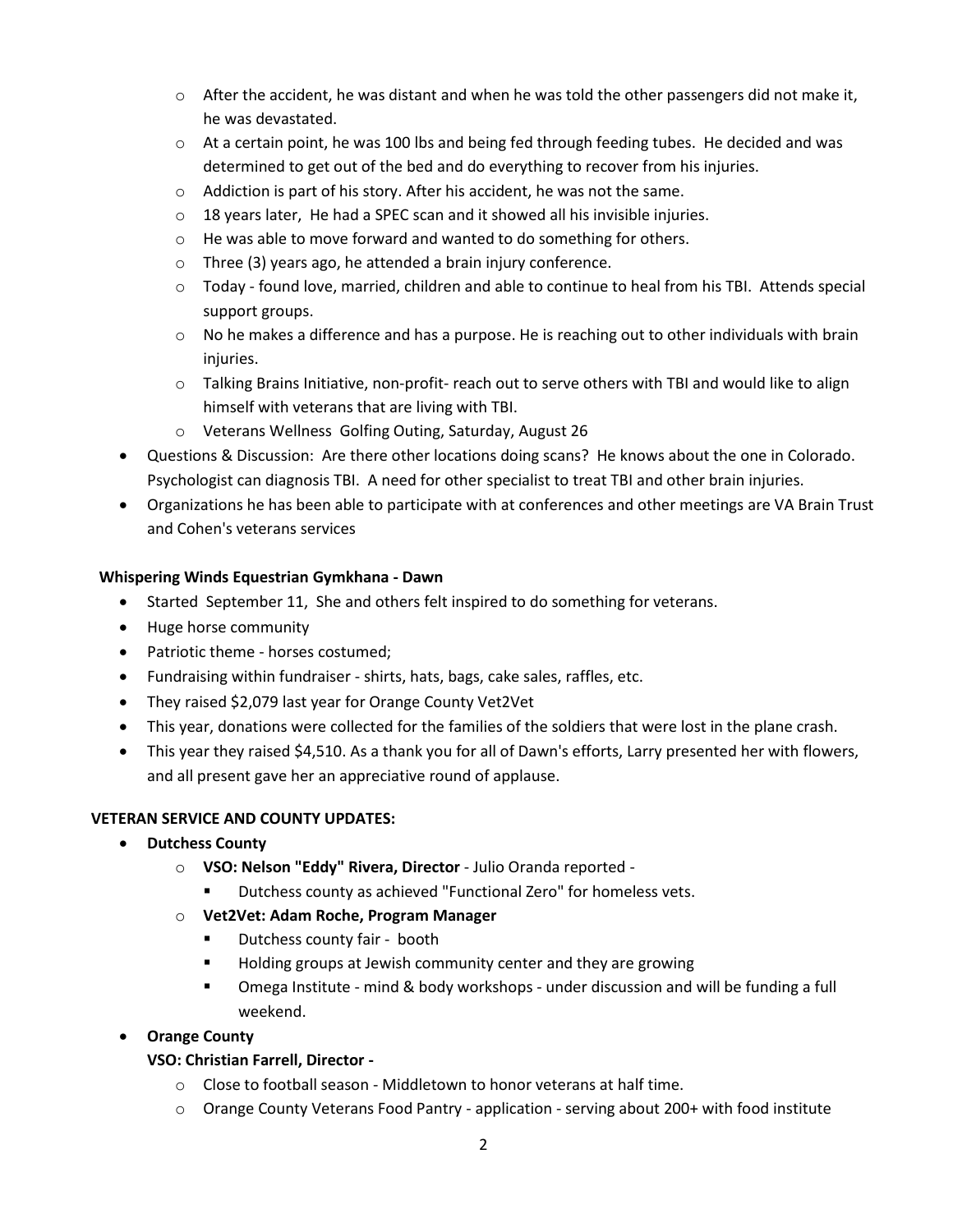- After the accident, he was distant and when he was told the other passengers did not make it, he was devastated.
- At a certain point, he was 100 lbs and being fed through feeding tubes. He decided and was determined to get out of the bed and do everything to recover from his injuries.
- Addiction is part of his story. After his accident, he was not the same.
- 18 years later, He had a SPEC scan and it showed all his invisible injuries.
- He was able to move forward and wanted to do something for others.
- Three (3) years ago, he attended a brain injury conference.
- Today - found love, married, children and able to continue to heal from his TBI. Attends special support groups.
- No he makes a difference and has a purpose. He is reaching out to other individuals with brain injuries.
- Talking Brains Initiative, non-profit- reach out to serve others with TBI and would like to align himself with veterans that are living with TBI.
- Veterans Wellness Golfing Outing, Saturday, August 26

- Questions & Discussion: Are there other locations doing scans? He knows about the one in Colorado. Psychologist can diagnosis TBI. A need for other specialist to treat TBI and other brain injuries.
- Organizations he has been able to participate with at conferences and other meetings are VA Brain Trust and Cohen's veterans services

**Whispering Winds Equestrian Gymkhana - Dawn**

- Started September 11, She and others felt inspired to do something for veterans.
- Huge horse community
- Patriotic theme - horses costumed;
- Fundraising within fundraiser - shirts, hats, bags, cake sales, raffles, etc.
- They raised $2,079 last year for Orange County Vet2Vet
- This year, donations were collected for the families of the soldiers that were lost in the plane crash.
- This year they raised $4,510. As a thank you for all of Dawn's efforts, Larry presented her with flowers, and all present gave her an appreciative round of applause.

**VETERAN SERVICE AND COUNTY UPDATES:**

- **Dutchess County**
  - **VSO: Nelson "Eddy" Rivera, Director** - Julio Oranda reported -
    - Dutchess county as achieved "Functional Zero" for homeless vets.
  - **Vet2Vet: Adam Roche, Program Manager**
    - Dutchess county fair - booth
    - Holding groups at Jewish community center and they are growing
    - Omega Institute - mind & body workshops - under discussion and will be funding a full weekend.
- **Orange County**

  **VSO: Christian Farrell, Director -**
  - Close to football season - Middletown to honor veterans at half time.
  - Orange County Veterans Food Pantry - application - serving about 200+ with food institute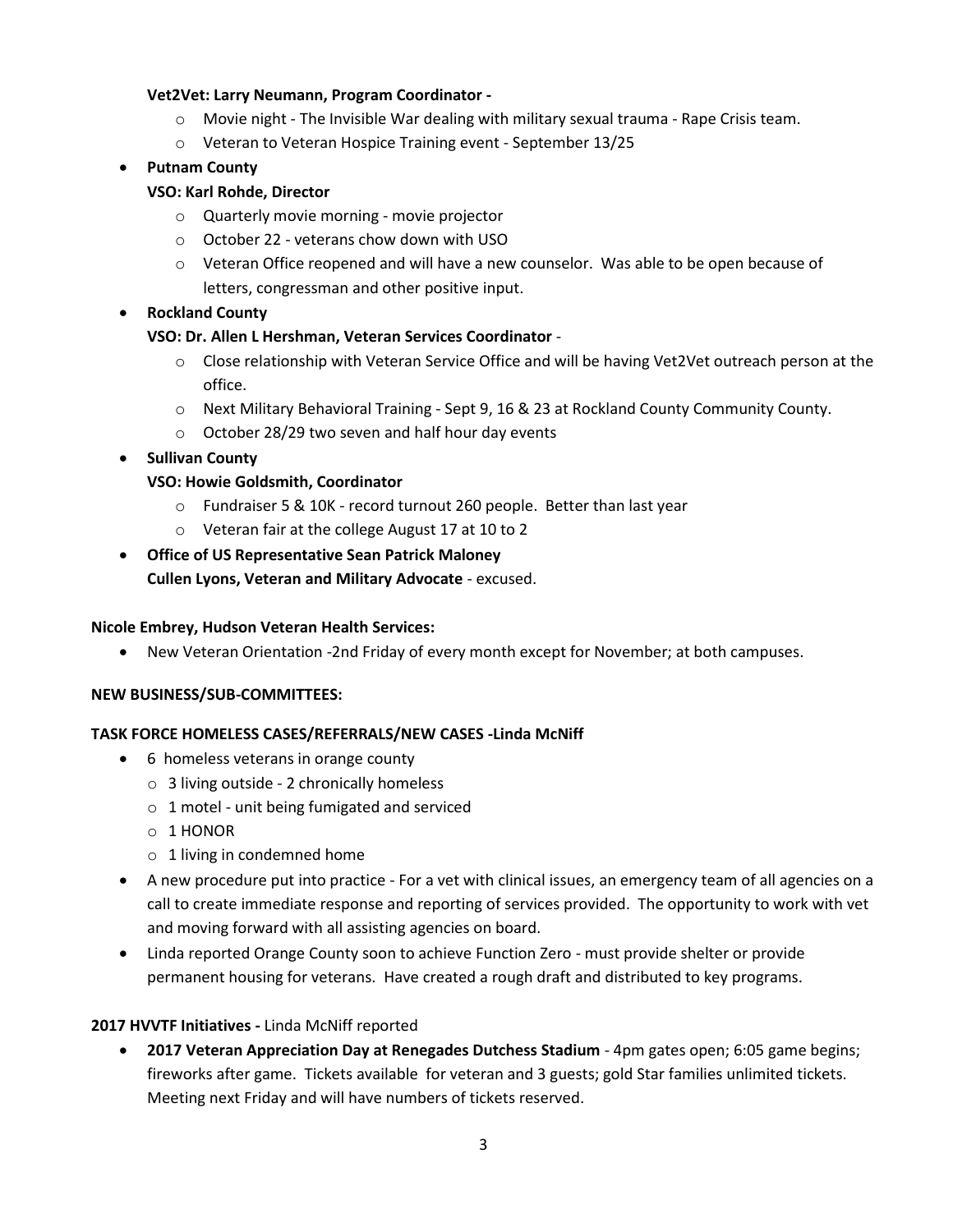**Vet2Vet: Larry Neumann, Program Coordinator -**

- Movie night - The Invisible War dealing with military sexual trauma - Rape Crisis team.
- Veteran to Veteran Hospice Training event - September 13/25

- **Putnam County**

  **VSO: Karl Rohde, Director**

  - Quarterly movie morning - movie projector
  - October 22 - veterans chow down with USO
  - Veteran Office reopened and will have a new counselor. Was able to be open because of letters, congressman and other positive input.

- **Rockland County**

  **VSO: Dr. Allen L Hershman, Veteran Services Coordinator** -

  - Close relationship with Veteran Service Office and will be having Vet2Vet outreach person at the office.
  - Next Military Behavioral Training - Sept 9, 16 & 23 at Rockland County Community County.
  - October 28/29 two seven and half hour day events

- **Sullivan County**

  **VSO: Howie Goldsmith, Coordinator**

  - Fundraiser 5 & 10K - record turnout 260 people. Better than last year
  - Veteran fair at the college August 17 at 10 to 2

- **Office of US Representative Sean Patrick Maloney**

  **Cullen Lyons, Veteran and Military Advocate** - excused.

**Nicole Embrey, Hudson Veteran Health Services:**

- New Veteran Orientation -2nd Friday of every month except for November; at both campuses.

**NEW BUSINESS/SUB-COMMITTEES:**

**TASK FORCE HOMELESS CASES/REFERRALS/NEW CASES -Linda McNiff**

- 6 homeless veterans in orange county
  - 3 living outside - 2 chronically homeless
  - 1 motel - unit being fumigated and serviced
  - 1 HONOR
  - 1 living in condemned home
- A new procedure put into practice - For a vet with clinical issues, an emergency team of all agencies on a call to create immediate response and reporting of services provided. The opportunity to work with vet and moving forward with all assisting agencies on board.
- Linda reported Orange County soon to achieve Function Zero - must provide shelter or provide permanent housing for veterans. Have created a rough draft and distributed to key programs.

**2017 HVVTF Initiatives -** Linda McNiff reported

- **2017 Veteran Appreciation Day at Renegades Dutchess Stadium** - 4pm gates open; 6:05 game begins; fireworks after game. Tickets available for veteran and 3 guests; gold Star families unlimited tickets. Meeting next Friday and will have numbers of tickets reserved.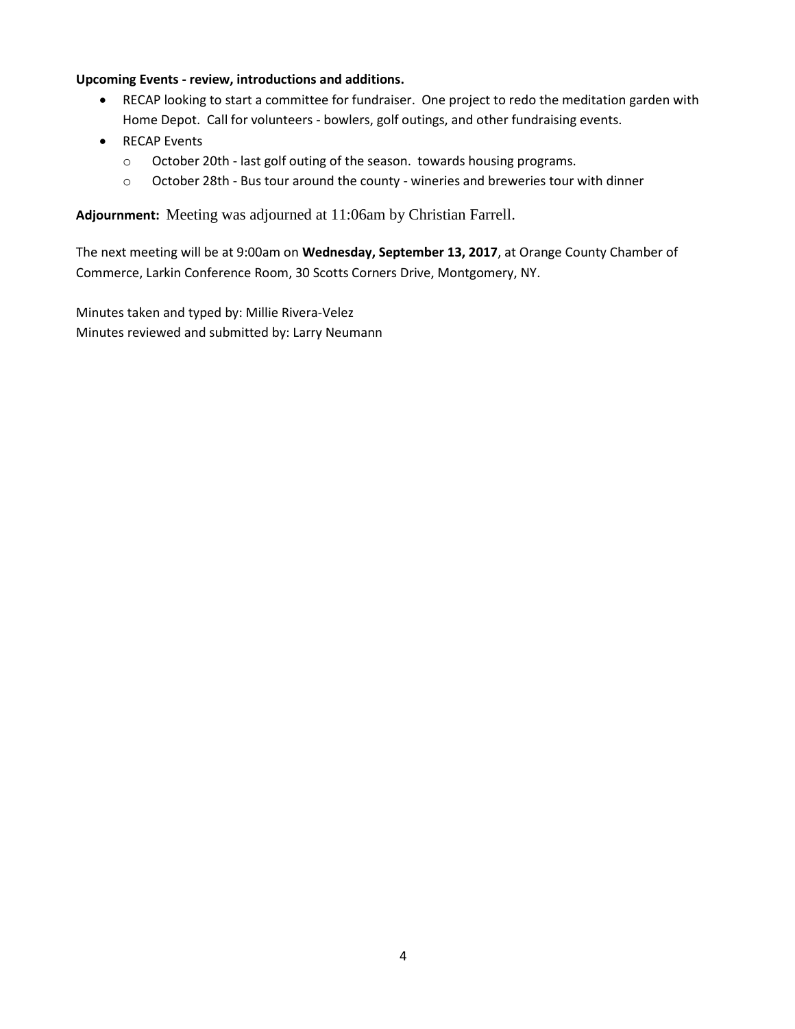**Upcoming Events - review, introductions and additions.**

- RECAP looking to start a committee for fundraiser. One project to redo the meditation garden with Home Depot. Call for volunteers - bowlers, golf outings, and other fundraising events.
- RECAP Events
  - October 20th - last golf outing of the season. towards housing programs.
  - October 28th - Bus tour around the county - wineries and breweries tour with dinner

**Adjournment:** Meeting was adjourned at 11:06am by Christian Farrell.

The next meeting will be at 9:00am on **Wednesday, September 13, 2017**, at Orange County Chamber of Commerce, Larkin Conference Room, 30 Scotts Corners Drive, Montgomery, NY.

Minutes taken and typed by: Millie Rivera-Velez
Minutes reviewed and submitted by: Larry Neumann